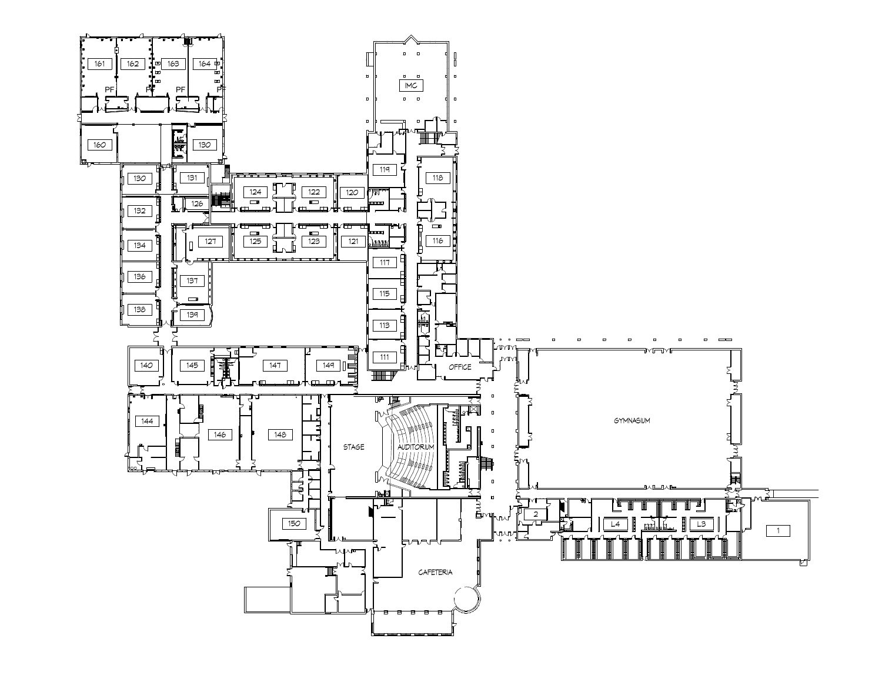161 162 163 164

PF PF PF PF

IMC

160 130

130 131

119 118

124 122 120

126

132

127 125 123 121

116

134

117

136 137

115

138 139

113

111

140 145 147 149

OFFICE

GYMNASIUM

144 146 148

STAGE AUDITORIUM

2 L4 L3 1

150

CAFETERIA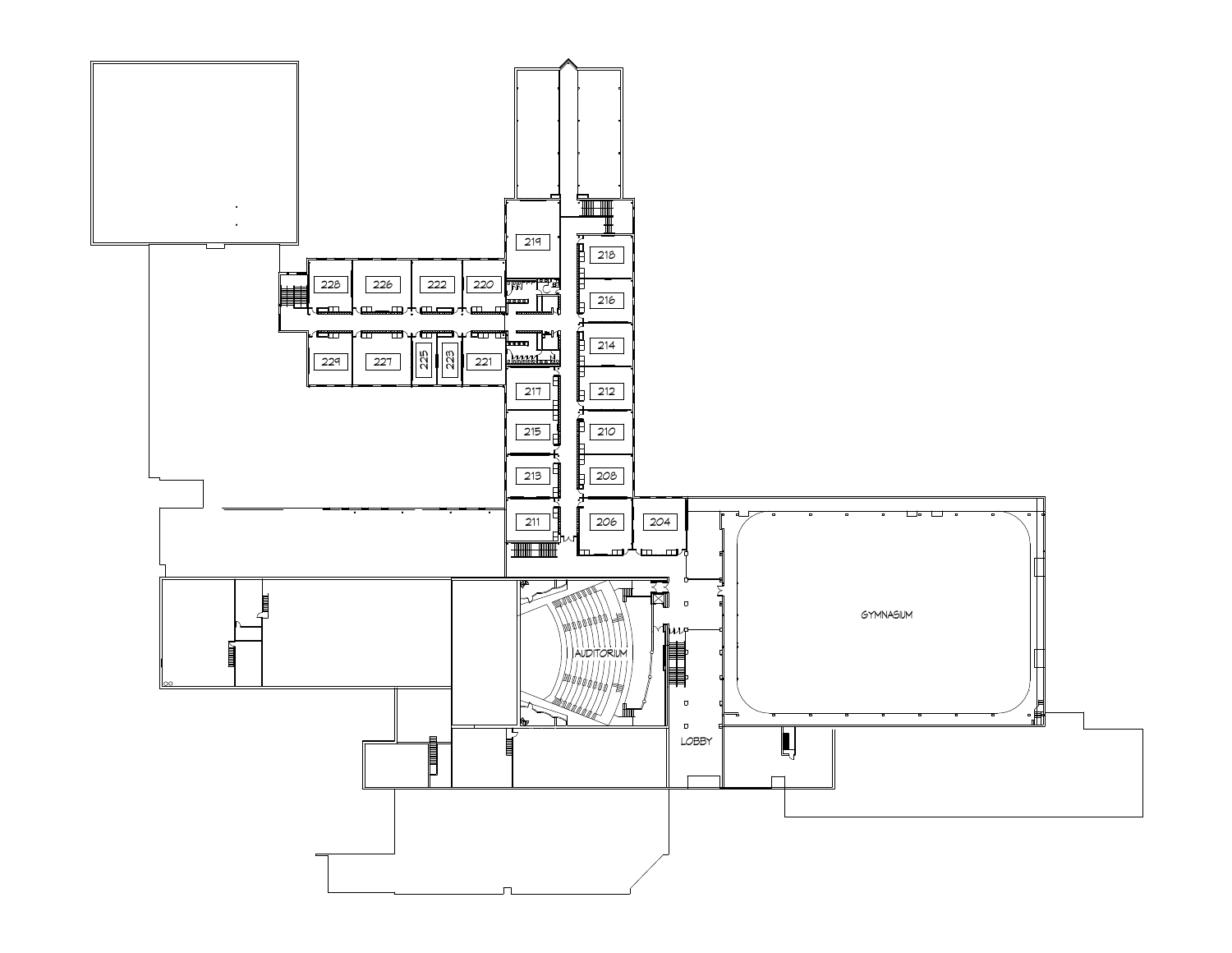219

228

226

222

220

218

216

229

227

225

223

221

214

217

212

215

210

213

208

211

206

204

AUDITORIUM

GYMNASIUM

LOBBY